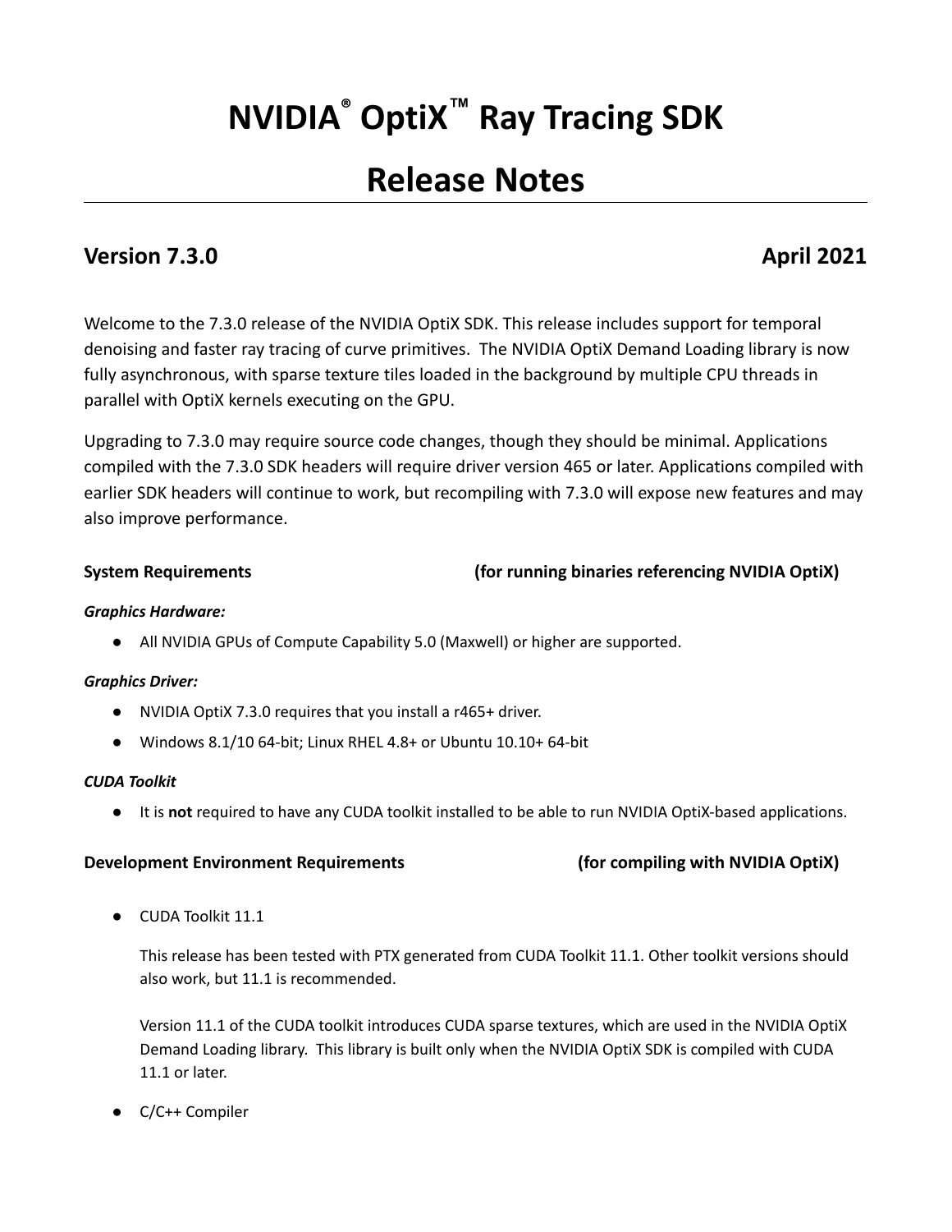# NVIDIA® OptiX™ Ray Tracing SDK

# Release Notes

## Version 7.3.0 April 2021

Welcome to the 7.3.0 release of the NVIDIA OptiX SDK. This release includes support for temporal denoising and faster ray tracing of curve primitives. The NVIDIA OptiX Demand Loading library is now fully asynchronous, with sparse texture tiles loaded in the background by multiple CPU threads in parallel with OptiX kernels executing on the GPU.

Upgrading to 7.3.0 may require source code changes, though they should be minimal. Applications compiled with the 7.3.0 SDK headers will require driver version 465 or later. Applications compiled with earlier SDK headers will continue to work, but recompiling with 7.3.0 will expose new features and may also improve performance.

**System Requirements (for running binaries referencing NVIDIA OptiX)**

***Graphics Hardware:***

- All NVIDIA GPUs of Compute Capability 5.0 (Maxwell) or higher are supported.

***Graphics Driver:***

- NVIDIA OptiX 7.3.0 requires that you install a r465+ driver.
- Windows 8.1/10 64-bit; Linux RHEL 4.8+ or Ubuntu 10.10+ 64-bit

***CUDA Toolkit***

- It is **not** required to have any CUDA toolkit installed to be able to run NVIDIA OptiX-based applications.

**Development Environment Requirements (for compiling with NVIDIA OptiX)**

- CUDA Toolkit 11.1

  This release has been tested with PTX generated from CUDA Toolkit 11.1. Other toolkit versions should also work, but 11.1 is recommended.

  Version 11.1 of the CUDA toolkit introduces CUDA sparse textures, which are used in the NVIDIA OptiX Demand Loading library. This library is built only when the NVIDIA OptiX SDK is compiled with CUDA 11.1 or later.

- C/C++ Compiler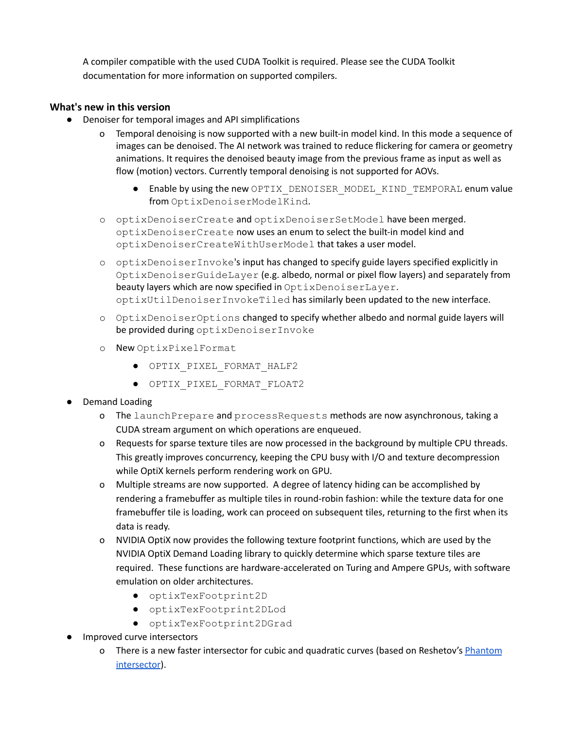A compiler compatible with the used CUDA Toolkit is required. Please see the CUDA Toolkit documentation for more information on supported compilers.

### What's new in this version

- Denoiser for temporal images and API simplifications
  - Temporal denoising is now supported with a new built-in model kind. In this mode a sequence of images can be denoised. The AI network was trained to reduce flickering for camera or geometry animations. It requires the denoised beauty image from the previous frame as input as well as flow (motion) vectors. Currently temporal denoising is not supported for AOVs.
    - Enable by using the new `OPTIX_DENOISER_MODEL_KIND_TEMPORAL` enum value from `OptixDenoiserModelKind`.
  - `optixDenoiserCreate` and `optixDenoiserSetModel` have been merged. `optixDenoiserCreate` now uses an enum to select the built-in model kind and `optixDenoiserCreateWithUserModel` that takes a user model.
  - `optixDenoiserInvoke`'s input has changed to specify guide layers specified explicitly in `OptixDenoiserGuideLayer` (e.g. albedo, normal or pixel flow layers) and separately from beauty layers which are now specified in `OptixDenoiserLayer`. `optixUtilDenoiserInvokeTiled` has similarly been updated to the new interface.
  - `OptixDenoiserOptions` changed to specify whether albedo and normal guide layers will be provided during `optixDenoiserInvoke`
  - New `OptixPixelFormat`
    - `OPTIX_PIXEL_FORMAT_HALF2`
    - `OPTIX_PIXEL_FORMAT_FLOAT2`
- Demand Loading
  - The `launchPrepare` and `processRequests` methods are now asynchronous, taking a CUDA stream argument on which operations are enqueued.
  - Requests for sparse texture tiles are now processed in the background by multiple CPU threads. This greatly improves concurrency, keeping the CPU busy with I/O and texture decompression while OptiX kernels perform rendering work on GPU.
  - Multiple streams are now supported. A degree of latency hiding can be accomplished by rendering a framebuffer as multiple tiles in round-robin fashion: while the texture data for one framebuffer tile is loading, work can proceed on subsequent tiles, returning to the first when its data is ready.
  - NVIDIA OptiX now provides the following texture footprint functions, which are used by the NVIDIA OptiX Demand Loading library to quickly determine which sparse texture tiles are required. These functions are hardware-accelerated on Turing and Ampere GPUs, with software emulation on older architectures.
    - `optixTexFootprint2D`
    - `optixTexFootprint2DLod`
    - `optixTexFootprint2DGrad`
- Improved curve intersectors
  - There is a new faster intersector for cubic and quadratic curves (based on Reshetov's [Phantom intersector]).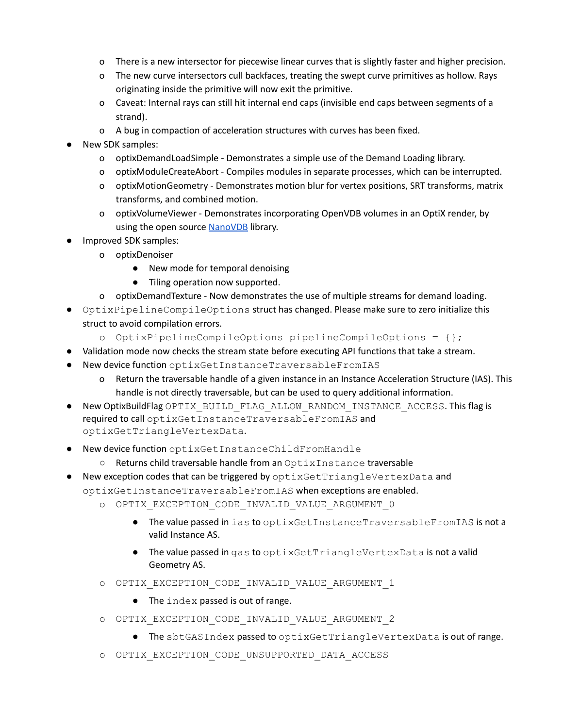- There is a new intersector for piecewise linear curves that is slightly faster and higher precision.
  - The new curve intersectors cull backfaces, treating the swept curve primitives as hollow. Rays originating inside the primitive will now exit the primitive.
  - Caveat: Internal rays can still hit internal end caps (invisible end caps between segments of a strand).
  - A bug in compaction of acceleration structures with curves has been fixed.
- New SDK samples:
  - optixDemandLoadSimple - Demonstrates a simple use of the Demand Loading library.
  - optixModuleCreateAbort - Compiles modules in separate processes, which can be interrupted.
  - optixMotionGeometry - Demonstrates motion blur for vertex positions, SRT transforms, matrix transforms, and combined motion.
  - optixVolumeViewer - Demonstrates incorporating OpenVDB volumes in an OptiX render, by using the open source NanoVDB library.
- Improved SDK samples:
  - optixDenoiser
    - New mode for temporal denoising
    - Tiling operation now supported.
  - optixDemandTexture - Now demonstrates the use of multiple streams for demand loading.
- `OptixPipelineCompileOptions` struct has changed. Please make sure to zero initialize this struct to avoid compilation errors.
  - `OptixPipelineCompileOptions pipelineCompileOptions = {};`
- Validation mode now checks the stream state before executing API functions that take a stream.
- New device function `optixGetInstanceTraversableFromIAS`
  - Return the traversable handle of a given instance in an Instance Acceleration Structure (IAS). This handle is not directly traversable, but can be used to query additional information.
- New OptixBuildFlag `OPTIX_BUILD_FLAG_ALLOW_RANDOM_INSTANCE_ACCESS`. This flag is required to call `optixGetInstanceTraversableFromIAS` and `optixGetTriangleVertexData`.
- New device function `optixGetInstanceChildFromHandle`
  - Returns child traversable handle from an `OptixInstance` traversable
- New exception codes that can be triggered by `optixGetTriangleVertexData` and `optixGetInstanceTraversableFromIAS` when exceptions are enabled.
  - `OPTIX_EXCEPTION_CODE_INVALID_VALUE_ARGUMENT_0`
    - The value passed in `ias` to `optixGetInstanceTraversableFromIAS` is not a valid Instance AS.
    - The value passed in `gas` to `optixGetTriangleVertexData` is not a valid Geometry AS.
  - `OPTIX_EXCEPTION_CODE_INVALID_VALUE_ARGUMENT_1`
    - The `index` passed is out of range.
  - `OPTIX_EXCEPTION_CODE_INVALID_VALUE_ARGUMENT_2`
    - The `sbtGASIndex` passed to `optixGetTriangleVertexData` is out of range.
  - `OPTIX_EXCEPTION_CODE_UNSUPPORTED_DATA_ACCESS`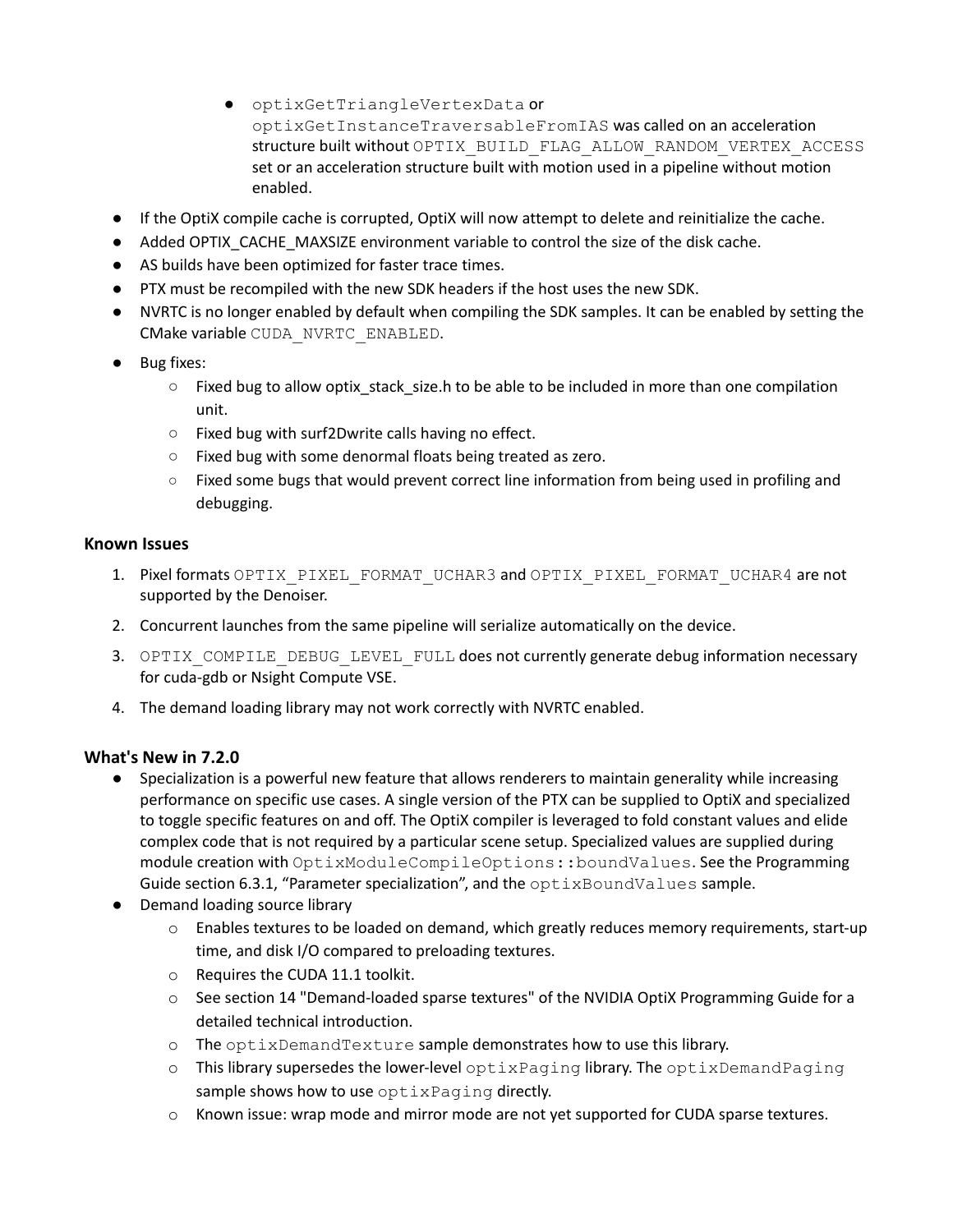- `optixGetTriangleVertexData` or `optixGetInstanceTraversableFromIAS` was called on an acceleration structure built without `OPTIX_BUILD_FLAG_ALLOW_RANDOM_VERTEX_ACCESS` set or an acceleration structure built with motion used in a pipeline without motion enabled.
- If the OptiX compile cache is corrupted, OptiX will now attempt to delete and reinitialize the cache.
- Added OPTIX_CACHE_MAXSIZE environment variable to control the size of the disk cache.
- AS builds have been optimized for faster trace times.
- PTX must be recompiled with the new SDK headers if the host uses the new SDK.
- NVRTC is no longer enabled by default when compiling the SDK samples. It can be enabled by setting the CMake variable `CUDA_NVRTC_ENABLED`.
- Bug fixes:
    - Fixed bug to allow optix_stack_size.h to be able to be included in more than one compilation unit.
    - Fixed bug with surf2Dwrite calls having no effect.
    - Fixed bug with some denormal floats being treated as zero.
    - Fixed some bugs that would prevent correct line information from being used in profiling and debugging.

### Known Issues

1. Pixel formats `OPTIX_PIXEL_FORMAT_UCHAR3` and `OPTIX_PIXEL_FORMAT_UCHAR4` are not supported by the Denoiser.
2. Concurrent launches from the same pipeline will serialize automatically on the device.
3. `OPTIX_COMPILE_DEBUG_LEVEL_FULL` does not currently generate debug information necessary for cuda-gdb or Nsight Compute VSE.
4. The demand loading library may not work correctly with NVRTC enabled.

### What's New in 7.2.0

- Specialization is a powerful new feature that allows renderers to maintain generality while increasing performance on specific use cases. A single version of the PTX can be supplied to OptiX and specialized to toggle specific features on and off. The OptiX compiler is leveraged to fold constant values and elide complex code that is not required by a particular scene setup. Specialized values are supplied during module creation with `OptixModuleCompileOptions::boundValues`. See the Programming Guide section 6.3.1, "Parameter specialization", and the `optixBoundValues` sample.
- Demand loading source library
    - Enables textures to be loaded on demand, which greatly reduces memory requirements, start-up time, and disk I/O compared to preloading textures.
    - Requires the CUDA 11.1 toolkit.
    - See section 14 "Demand-loaded sparse textures" of the NVIDIA OptiX Programming Guide for a detailed technical introduction.
    - The `optixDemandTexture` sample demonstrates how to use this library.
    - This library supersedes the lower-level `optixPaging` library. The `optixDemandPaging` sample shows how to use `optixPaging` directly.
    - Known issue: wrap mode and mirror mode are not yet supported for CUDA sparse textures.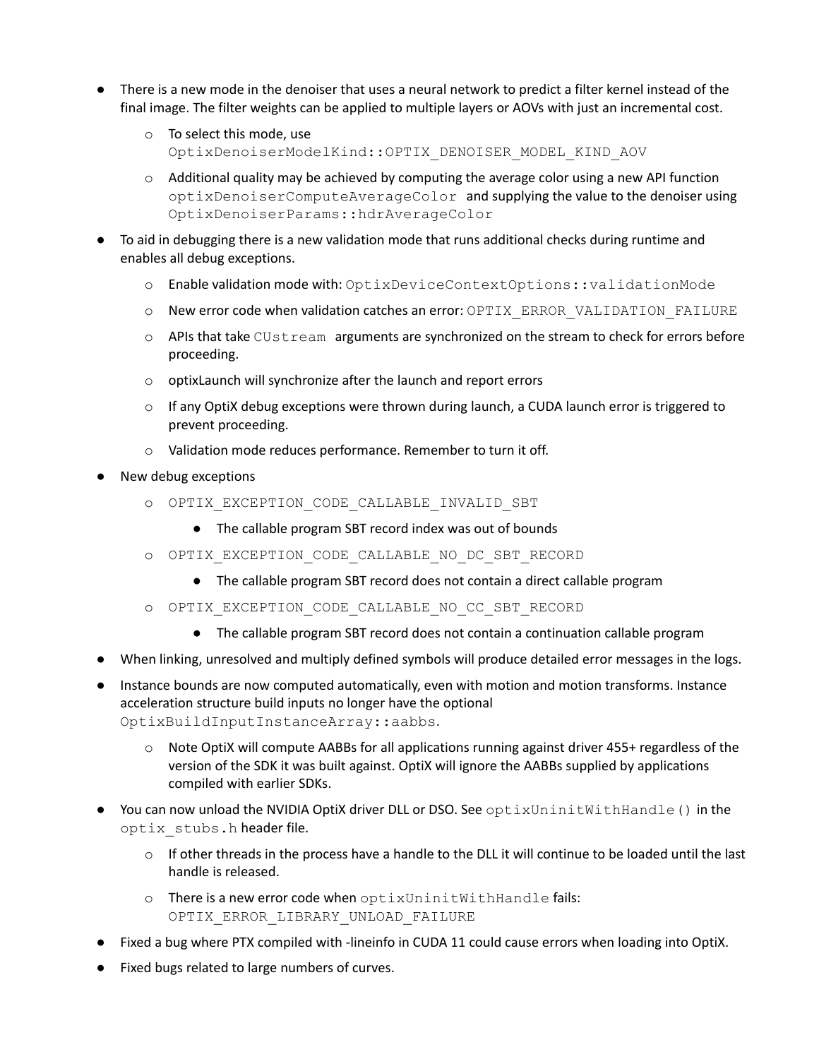- There is a new mode in the denoiser that uses a neural network to predict a filter kernel instead of the final image. The filter weights can be applied to multiple layers or AOVs with just an incremental cost.
  - To select this mode, use `OptixDenoiserModelKind::OPTIX_DENOISER_MODEL_KIND_AOV`
  - Additional quality may be achieved by computing the average color using a new API function `optixDenoiserComputeAverageColor` and supplying the value to the denoiser using `OptixDenoiserParams::hdrAverageColor`
- To aid in debugging there is a new validation mode that runs additional checks during runtime and enables all debug exceptions.
  - Enable validation mode with: `OptixDeviceContextOptions::validationMode`
  - New error code when validation catches an error: `OPTIX_ERROR_VALIDATION_FAILURE`
  - APIs that take `CUstream` arguments are synchronized on the stream to check for errors before proceeding.
  - optixLaunch will synchronize after the launch and report errors
  - If any OptiX debug exceptions were thrown during launch, a CUDA launch error is triggered to prevent proceeding.
  - Validation mode reduces performance. Remember to turn it off.
- New debug exceptions
  - `OPTIX_EXCEPTION_CODE_CALLABLE_INVALID_SBT`
    - The callable program SBT record index was out of bounds
  - `OPTIX_EXCEPTION_CODE_CALLABLE_NO_DC_SBT_RECORD`
    - The callable program SBT record does not contain a direct callable program
  - `OPTIX_EXCEPTION_CODE_CALLABLE_NO_CC_SBT_RECORD`
    - The callable program SBT record does not contain a continuation callable program
- When linking, unresolved and multiply defined symbols will produce detailed error messages in the logs.
- Instance bounds are now computed automatically, even with motion and motion transforms. Instance acceleration structure build inputs no longer have the optional `OptixBuildInputInstanceArray::aabbs`.
  - Note OptiX will compute AABBs for all applications running against driver 455+ regardless of the version of the SDK it was built against. OptiX will ignore the AABBs supplied by applications compiled with earlier SDKs.
- You can now unload the NVIDIA OptiX driver DLL or DSO. See `optixUninitWithHandle()` in the `optix_stubs.h` header file.
  - If other threads in the process have a handle to the DLL it will continue to be loaded until the last handle is released.
  - There is a new error code when `optixUninitWithHandle` fails: `OPTIX_ERROR_LIBRARY_UNLOAD_FAILURE`
- Fixed a bug where PTX compiled with -lineinfo in CUDA 11 could cause errors when loading into OptiX.
- Fixed bugs related to large numbers of curves.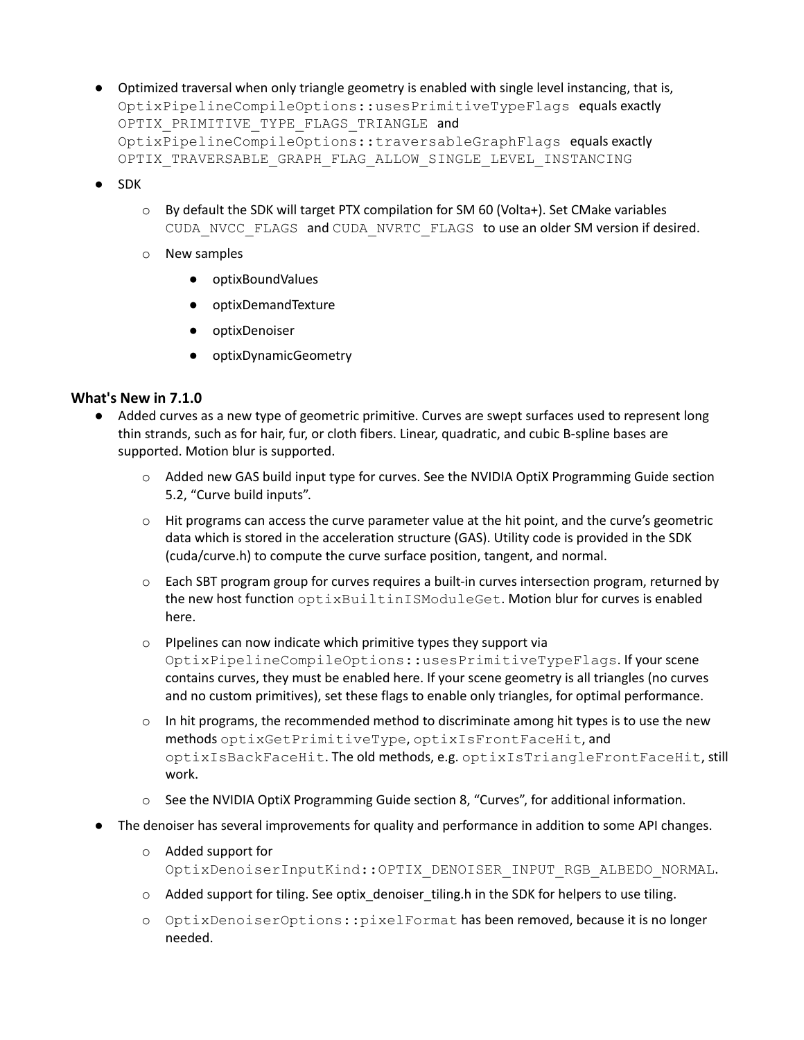- Optimized traversal when only triangle geometry is enabled with single level instancing, that is, `OptixPipelineCompileOptions::usesPrimitiveTypeFlags` equals exactly `OPTIX_PRIMITIVE_TYPE_FLAGS_TRIANGLE` and `OptixPipelineCompileOptions::traversableGraphFlags` equals exactly `OPTIX_TRAVERSABLE_GRAPH_FLAG_ALLOW_SINGLE_LEVEL_INSTANCING`
- SDK
  - By default the SDK will target PTX compilation for SM 60 (Volta+). Set CMake variables `CUDA_NVCC_FLAGS` and `CUDA_NVRTC_FLAGS` to use an older SM version if desired.
  - New samples
    - optixBoundValues
    - optixDemandTexture
    - optixDenoiser
    - optixDynamicGeometry

### What's New in 7.1.0

- Added curves as a new type of geometric primitive. Curves are swept surfaces used to represent long thin strands, such as for hair, fur, or cloth fibers. Linear, quadratic, and cubic B-spline bases are supported. Motion blur is supported.
  - Added new GAS build input type for curves. See the NVIDIA OptiX Programming Guide section 5.2, "Curve build inputs".
  - Hit programs can access the curve parameter value at the hit point, and the curve's geometric data which is stored in the acceleration structure (GAS). Utility code is provided in the SDK (cuda/curve.h) to compute the curve surface position, tangent, and normal.
  - Each SBT program group for curves requires a built-in curves intersection program, returned by the new host function `optixBuiltinISModuleGet`. Motion blur for curves is enabled here.
  - PIpelines can now indicate which primitive types they support via `OptixPipelineCompileOptions::usesPrimitiveTypeFlags`. If your scene contains curves, they must be enabled here. If your scene geometry is all triangles (no curves and no custom primitives), set these flags to enable only triangles, for optimal performance.
  - In hit programs, the recommended method to discriminate among hit types is to use the new methods `optixGetPrimitiveType`, `optixIsFrontFaceHit`, and `optixIsBackFaceHit`. The old methods, e.g. `optixIsTriangleFrontFaceHit`, still work.
  - See the NVIDIA OptiX Programming Guide section 8, "Curves", for additional information.
- The denoiser has several improvements for quality and performance in addition to some API changes.
  - Added support for `OptixDenoiserInputKind::OPTIX_DENOISER_INPUT_RGB_ALBEDO_NORMAL`.
  - Added support for tiling. See optix_denoiser_tiling.h in the SDK for helpers to use tiling.
  - `OptixDenoiserOptions::pixelFormat` has been removed, because it is no longer needed.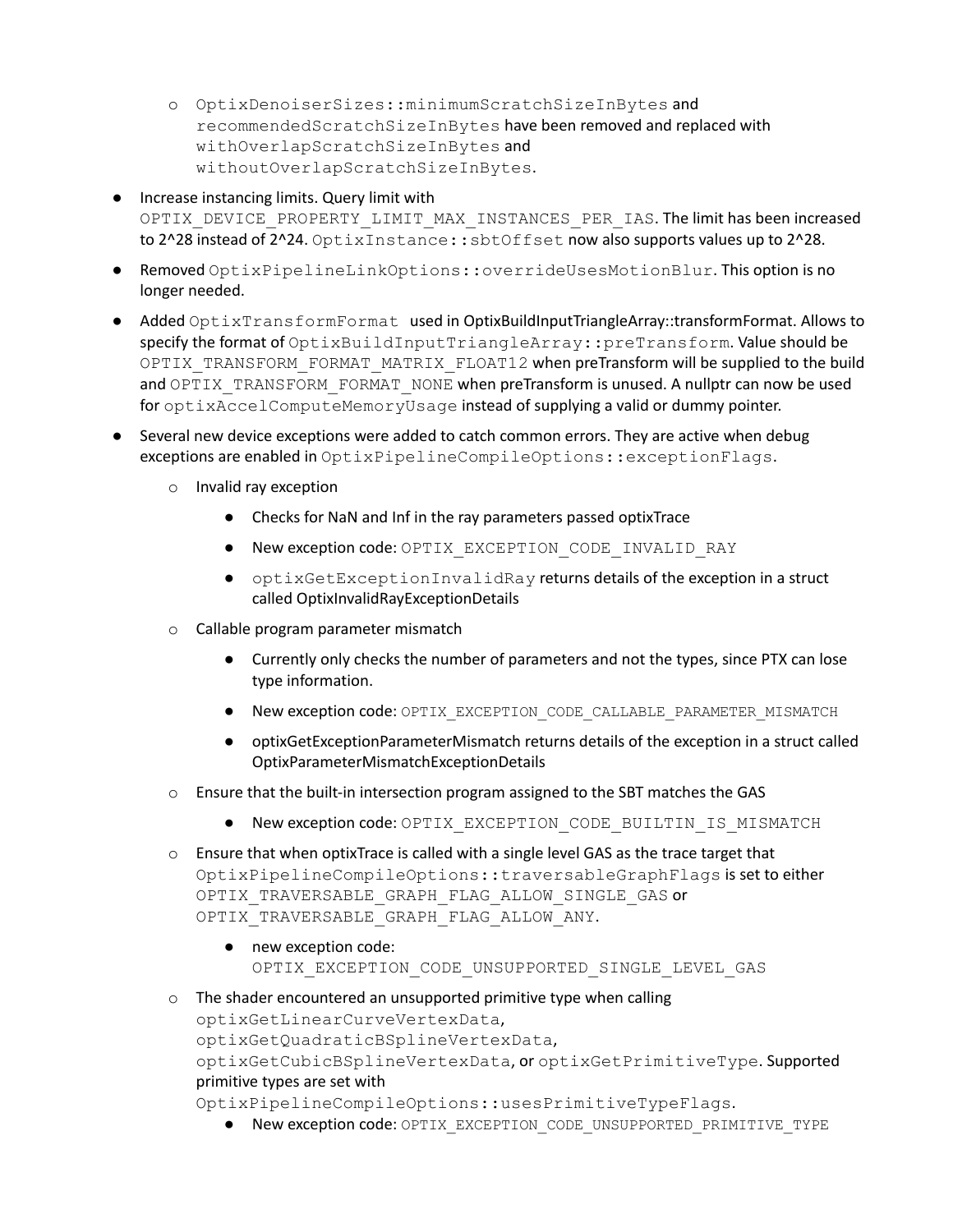- `OptixDenoiserSizes::minimumScratchSizeInBytes` and `recommendedScratchSizeInBytes` have been removed and replaced with `withOverlapScratchSizeInBytes` and `withoutOverlapScratchSizeInBytes`.

- Increase instancing limits. Query limit with `OPTIX_DEVICE_PROPERTY_LIMIT_MAX_INSTANCES_PER_IAS`. The limit has been increased to 2^28 instead of 2^24. `OptixInstance::sbtOffset` now also supports values up to 2^28.
- Removed `OptixPipelineLinkOptions::overrideUsesMotionBlur`. This option is no longer needed.
- Added `OptixTransformFormat` used in OptixBuildInputTriangleArray::transformFormat. Allows to specify the format of `OptixBuildInputTriangleArray::preTransform`. Value should be `OPTIX_TRANSFORM_FORMAT_MATRIX_FLOAT12` when preTransform will be supplied to the build and `OPTIX_TRANSFORM_FORMAT_NONE` when preTransform is unused. A nullptr can now be used for `optixAccelComputeMemoryUsage` instead of supplying a valid or dummy pointer.
- Several new device exceptions were added to catch common errors. They are active when debug exceptions are enabled in `OptixPipelineCompileOptions::exceptionFlags`.
    - Invalid ray exception
        - Checks for NaN and Inf in the ray parameters passed optixTrace
        - New exception code: `OPTIX_EXCEPTION_CODE_INVALID_RAY`
        - `optixGetExceptionInvalidRay` returns details of the exception in a struct called OptixInvalidRayExceptionDetails
    - Callable program parameter mismatch
        - Currently only checks the number of parameters and not the types, since PTX can lose type information.
        - New exception code: `OPTIX_EXCEPTION_CODE_CALLABLE_PARAMETER_MISMATCH`
        - optixGetExceptionParameterMismatch returns details of the exception in a struct called OptixParameterMismatchExceptionDetails
    - Ensure that the built-in intersection program assigned to the SBT matches the GAS
        - New exception code: `OPTIX_EXCEPTION_CODE_BUILTIN_IS_MISMATCH`
    - Ensure that when optixTrace is called with a single level GAS as the trace target that `OptixPipelineCompileOptions::traversableGraphFlags` is set to either `OPTIX_TRAVERSABLE_GRAPH_FLAG_ALLOW_SINGLE_GAS` or `OPTIX_TRAVERSABLE_GRAPH_FLAG_ALLOW_ANY`.
        - new exception code: `OPTIX_EXCEPTION_CODE_UNSUPPORTED_SINGLE_LEVEL_GAS`
    - The shader encountered an unsupported primitive type when calling `optixGetLinearCurveVertexData`, `optixGetQuadraticBSplineVertexData`, `optixGetCubicBSplineVertexData`, or `optixGetPrimitiveType`. Supported primitive types are set with `OptixPipelineCompileOptions::usesPrimitiveTypeFlags`.
        - New exception code: `OPTIX_EXCEPTION_CODE_UNSUPPORTED_PRIMITIVE_TYPE`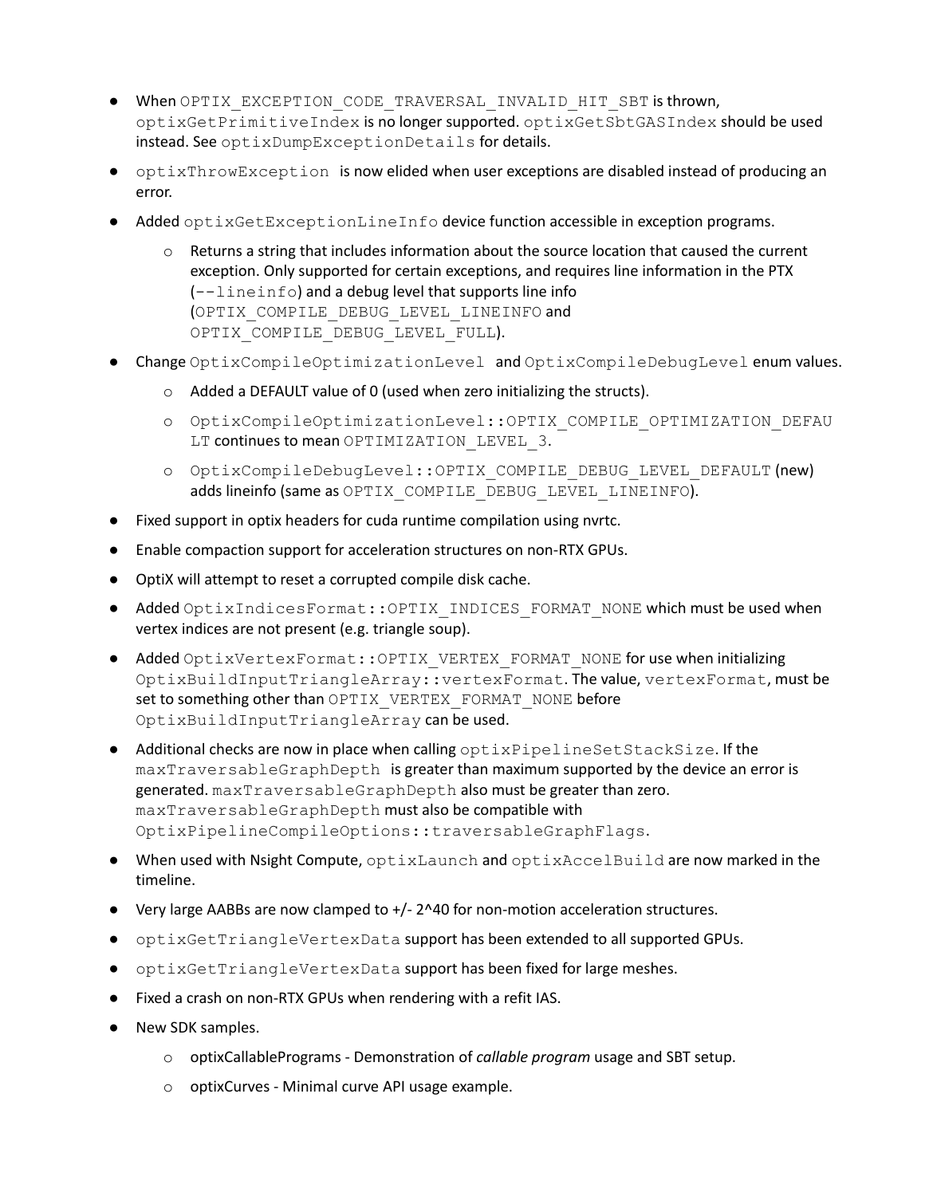- When `OPTIX_EXCEPTION_CODE_TRAVERSAL_INVALID_HIT_SBT` is thrown, `optixGetPrimitiveIndex` is no longer supported. `optixGetSbtGASIndex` should be used instead. See `optixDumpExceptionDetails` for details.
- `optixThrowException` is now elided when user exceptions are disabled instead of producing an error.
- Added `optixGetExceptionLineInfo` device function accessible in exception programs.
  - Returns a string that includes information about the source location that caused the current exception. Only supported for certain exceptions, and requires line information in the PTX (`--lineinfo`) and a debug level that supports line info (`OPTIX_COMPILE_DEBUG_LEVEL_LINEINFO` and `OPTIX_COMPILE_DEBUG_LEVEL_FULL`).
- Change `OptixCompileOptimizationLevel` and `OptixCompileDebugLevel` enum values.
  - Added a DEFAULT value of 0 (used when zero initializing the structs).
  - `OptixCompileOptimizationLevel::OPTIX_COMPILE_OPTIMIZATION_DEFAULT` continues to mean `OPTIMIZATION_LEVEL_3`.
  - `OptixCompileDebugLevel::OPTIX_COMPILE_DEBUG_LEVEL_DEFAULT` (new) adds lineinfo (same as `OPTIX_COMPILE_DEBUG_LEVEL_LINEINFO`).
- Fixed support in optix headers for cuda runtime compilation using nvrtc.
- Enable compaction support for acceleration structures on non-RTX GPUs.
- OptiX will attempt to reset a corrupted compile disk cache.
- Added `OptixIndicesFormat::OPTIX_INDICES_FORMAT_NONE` which must be used when vertex indices are not present (e.g. triangle soup).
- Added `OptixVertexFormat::OPTIX_VERTEX_FORMAT_NONE` for use when initializing `OptixBuildInputTriangleArray::vertexFormat`. The value, `vertexFormat`, must be set to something other than `OPTIX_VERTEX_FORMAT_NONE` before `OptixBuildInputTriangleArray` can be used.
- Additional checks are now in place when calling `optixPipelineSetStackSize`. If the `maxTraversableGraphDepth` is greater than maximum supported by the device an error is generated. `maxTraversableGraphDepth` also must be greater than zero. `maxTraversableGraphDepth` must also be compatible with `OptixPipelineCompileOptions::traversableGraphFlags`.
- When used with Nsight Compute, `optixLaunch` and `optixAccelBuild` are now marked in the timeline.
- Very large AABBs are now clamped to +/- 2^40 for non-motion acceleration structures.
- `optixGetTriangleVertexData` support has been extended to all supported GPUs.
- `optixGetTriangleVertexData` support has been fixed for large meshes.
- Fixed a crash on non-RTX GPUs when rendering with a refit IAS.
- New SDK samples.
  - optixCallablePrograms - Demonstration of *callable program* usage and SBT setup.
  - optixCurves - Minimal curve API usage example.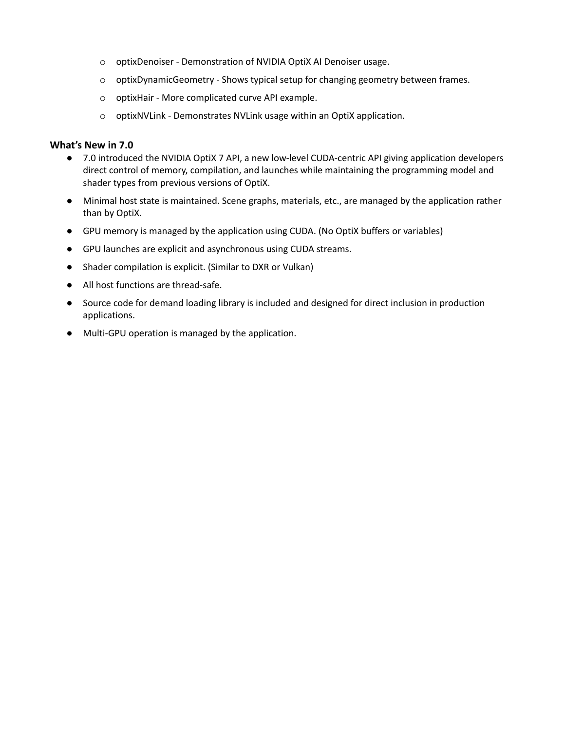- optixDenoiser - Demonstration of NVIDIA OptiX AI Denoiser usage.
  - optixDynamicGeometry - Shows typical setup for changing geometry between frames.
  - optixHair - More complicated curve API example.
  - optixNVLink - Demonstrates NVLink usage within an OptiX application.

### What's New in 7.0

- 7.0 introduced the NVIDIA OptiX 7 API, a new low-level CUDA-centric API giving application developers direct control of memory, compilation, and launches while maintaining the programming model and shader types from previous versions of OptiX.
- Minimal host state is maintained. Scene graphs, materials, etc., are managed by the application rather than by OptiX.
- GPU memory is managed by the application using CUDA. (No OptiX buffers or variables)
- GPU launches are explicit and asynchronous using CUDA streams.
- Shader compilation is explicit. (Similar to DXR or Vulkan)
- All host functions are thread-safe.
- Source code for demand loading library is included and designed for direct inclusion in production applications.
- Multi-GPU operation is managed by the application.